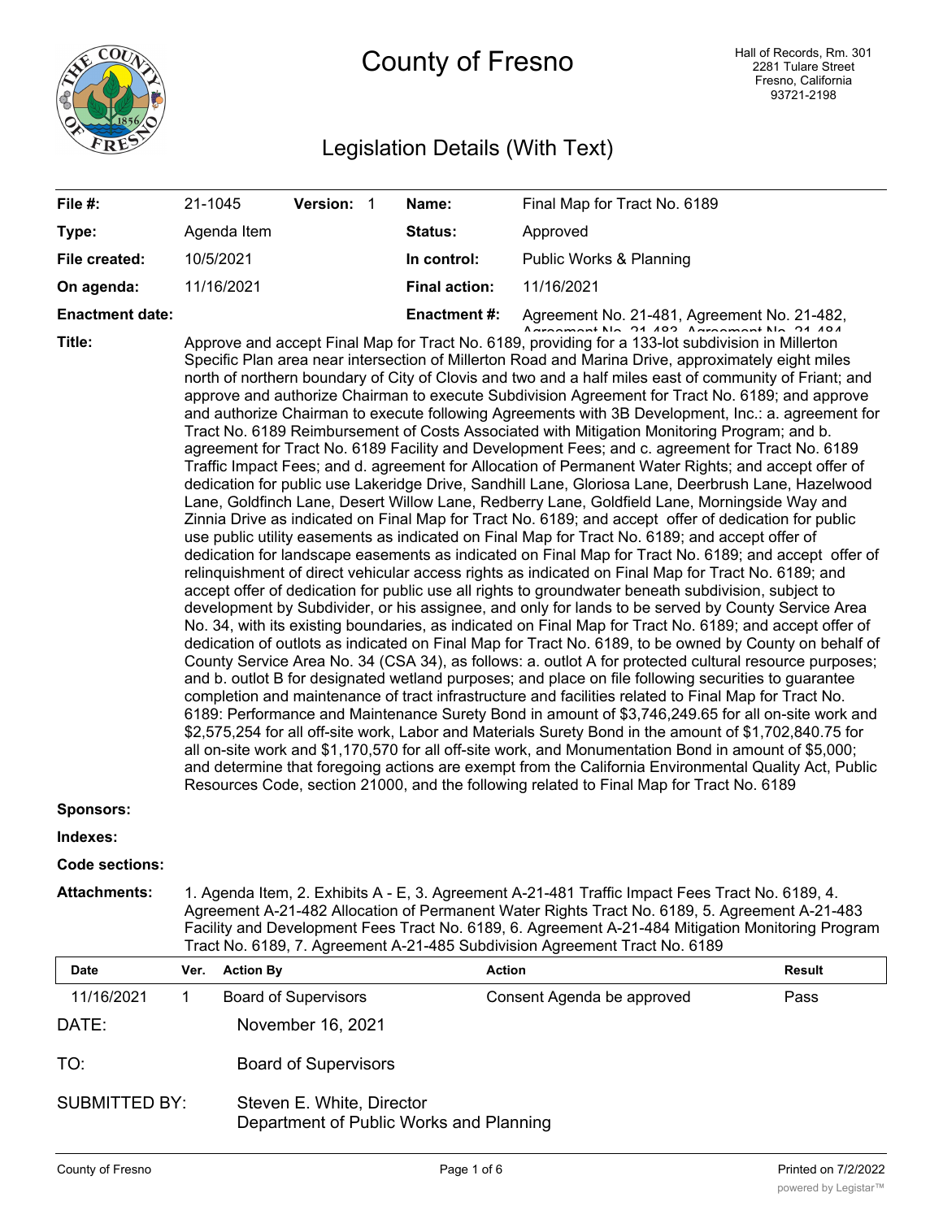# County of Fresno

Hall of Records, Rm. 301
2281 Tulare Street
Fresno, California
93721-2198

## Legislation Details (With Text)

| | | | |
|---|---|---|---|
| **File #:** | 21-1045 **Version:** 1 | **Name:** | Final Map for Tract No. 6189 |
| **Type:** | Agenda Item | **Status:** | Approved |
| **File created:** | 10/5/2021 | **In control:** | Public Works & Planning |
| **On agenda:** | 11/16/2021 | **Final action:** | 11/16/2021 |
| **Enactment date:** | | **Enactment #:** | Agreement No. 21-481, Agreement No. 21-482, Agreement No. 21-483, Agreement No. 21-484 |

**Title:** Approve and accept Final Map for Tract No. 6189, providing for a 133-lot subdivision in Millerton Specific Plan area near intersection of Millerton Road and Marina Drive, approximately eight miles north of northern boundary of City of Clovis and two and a half miles east of community of Friant; and approve and authorize Chairman to execute Subdivision Agreement for Tract No. 6189; and approve and authorize Chairman to execute following Agreements with 3B Development, Inc.: a. agreement for Tract No. 6189 Reimbursement of Costs Associated with Mitigation Monitoring Program; and b. agreement for Tract No. 6189 Facility and Development Fees; and c. agreement for Tract No. 6189 Traffic Impact Fees; and d. agreement for Allocation of Permanent Water Rights; and accept offer of dedication for public use Lakeridge Drive, Sandhill Lane, Gloriosa Lane, Deerbrush Lane, Hazelwood Lane, Goldfinch Lane, Desert Willow Lane, Redberry Lane, Goldfield Lane, Morningside Way and Zinnia Drive as indicated on Final Map for Tract No. 6189; and accept offer of dedication for public use public utility easements as indicated on Final Map for Tract No. 6189; and accept offer of dedication for landscape easements as indicated on Final Map for Tract No. 6189; and accept offer of relinquishment of direct vehicular access rights as indicated on Final Map for Tract No. 6189; and accept offer of dedication for public use all rights to groundwater beneath subdivision, subject to development by Subdivider, or his assignee, and only for lands to be served by County Service Area No. 34, with its existing boundaries, as indicated on Final Map for Tract No. 6189; and accept offer of dedication of outlots as indicated on Final Map for Tract No. 6189, to be owned by County on behalf of County Service Area No. 34 (CSA 34), as follows: a. outlot A for protected cultural resource purposes; and b. outlot B for designated wetland purposes; and place on file following securities to guarantee completion and maintenance of tract infrastructure and facilities related to Final Map for Tract No. 6189: Performance and Maintenance Surety Bond in amount of $3,746,249.65 for all on-site work and $2,575,254 for all off-site work, Labor and Materials Surety Bond in the amount of $1,702,840.75 for all on-site work and $1,170,570 for all off-site work, and Monumentation Bond in amount of $5,000; and determine that foregoing actions are exempt from the California Environmental Quality Act, Public Resources Code, section 21000, and the following related to Final Map for Tract No. 6189

**Sponsors:**

**Indexes:**

**Code sections:**

**Attachments:** 1. Agenda Item, 2. Exhibits A - E, 3. Agreement A-21-481 Traffic Impact Fees Tract No. 6189, 4. Agreement A-21-482 Allocation of Permanent Water Rights Tract No. 6189, 5. Agreement A-21-483 Facility and Development Fees Tract No. 6189, 6. Agreement A-21-484 Mitigation Monitoring Program Tract No. 6189, 7. Agreement A-21-485 Subdivision Agreement Tract No. 6189

| Date | Ver. | Action By | Action | Result |
|---|---|---|---|---|
| 11/16/2021 | 1 | Board of Supervisors | Consent Agenda be approved | Pass |

DATE: November 16, 2021

TO: Board of Supervisors

SUBMITTED BY: Steven E. White, Director
Department of Public Works and Planning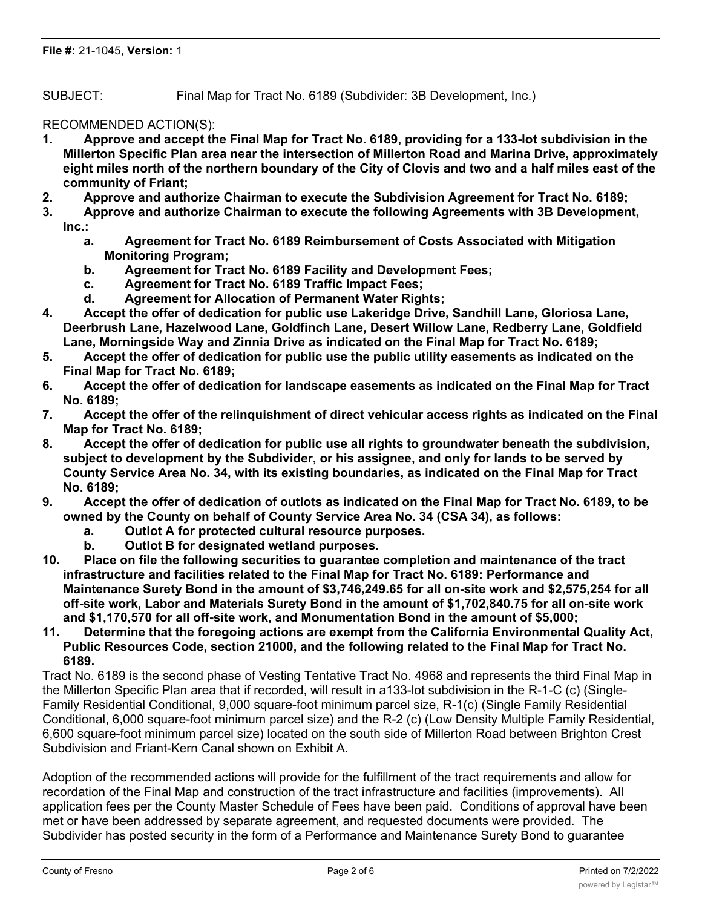**File #:** 21-1045, **Version:** 1

SUBJECT: Final Map for Tract No. 6189 (Subdivider: 3B Development, Inc.)

RECOMMENDED ACTION(S):

1. **Approve and accept the Final Map for Tract No. 6189, providing for a 133-lot subdivision in the Millerton Specific Plan area near the intersection of Millerton Road and Marina Drive, approximately eight miles north of the northern boundary of the City of Clovis and two and a half miles east of the community of Friant;**
2. **Approve and authorize Chairman to execute the Subdivision Agreement for Tract No. 6189;**
3. **Approve and authorize Chairman to execute the following Agreements with 3B Development, Inc.:**
   a. **Agreement for Tract No. 6189 Reimbursement of Costs Associated with Mitigation Monitoring Program;**
   b. **Agreement for Tract No. 6189 Facility and Development Fees;**
   c. **Agreement for Tract No. 6189 Traffic Impact Fees;**
   d. **Agreement for Allocation of Permanent Water Rights;**
4. **Accept the offer of dedication for public use Lakeridge Drive, Sandhill Lane, Gloriosa Lane, Deerbrush Lane, Hazelwood Lane, Goldfinch Lane, Desert Willow Lane, Redberry Lane, Goldfield Lane, Morningside Way and Zinnia Drive as indicated on the Final Map for Tract No. 6189;**
5. **Accept the offer of dedication for public use the public utility easements as indicated on the Final Map for Tract No. 6189;**
6. **Accept the offer of dedication for landscape easements as indicated on the Final Map for Tract No. 6189;**
7. **Accept the offer of the relinquishment of direct vehicular access rights as indicated on the Final Map for Tract No. 6189;**
8. **Accept the offer of dedication for public use all rights to groundwater beneath the subdivision, subject to development by the Subdivider, or his assignee, and only for lands to be served by County Service Area No. 34, with its existing boundaries, as indicated on the Final Map for Tract No. 6189;**
9. **Accept the offer of dedication of outlots as indicated on the Final Map for Tract No. 6189, to be owned by the County on behalf of County Service Area No. 34 (CSA 34), as follows:**
   a. **Outlot A for protected cultural resource purposes.**
   b. **Outlot B for designated wetland purposes.**
10. **Place on file the following securities to guarantee completion and maintenance of the tract infrastructure and facilities related to the Final Map for Tract No. 6189: Performance and Maintenance Surety Bond in the amount of $3,746,249.65 for all on-site work and $2,575,254 for all off-site work, Labor and Materials Surety Bond in the amount of $1,702,840.75 for all on-site work and $1,170,570 for all off-site work, and Monumentation Bond in the amount of $5,000;**
11. **Determine that the foregoing actions are exempt from the California Environmental Quality Act, Public Resources Code, section 21000, and the following related to the Final Map for Tract No. 6189.**

Tract No. 6189 is the second phase of Vesting Tentative Tract No. 4968 and represents the third Final Map in the Millerton Specific Plan area that if recorded, will result in a133-lot subdivision in the R-1-C (c) (Single-Family Residential Conditional, 9,000 square-foot minimum parcel size, R-1(c) (Single Family Residential Conditional, 6,000 square-foot minimum parcel size) and the R-2 (c) (Low Density Multiple Family Residential, 6,600 square-foot minimum parcel size) located on the south side of Millerton Road between Brighton Crest Subdivision and Friant-Kern Canal shown on Exhibit A.

Adoption of the recommended actions will provide for the fulfillment of the tract requirements and allow for recordation of the Final Map and construction of the tract infrastructure and facilities (improvements). All application fees per the County Master Schedule of Fees have been paid. Conditions of approval have been met or have been addressed by separate agreement, and requested documents were provided. The Subdivider has posted security in the form of a Performance and Maintenance Surety Bond to guarantee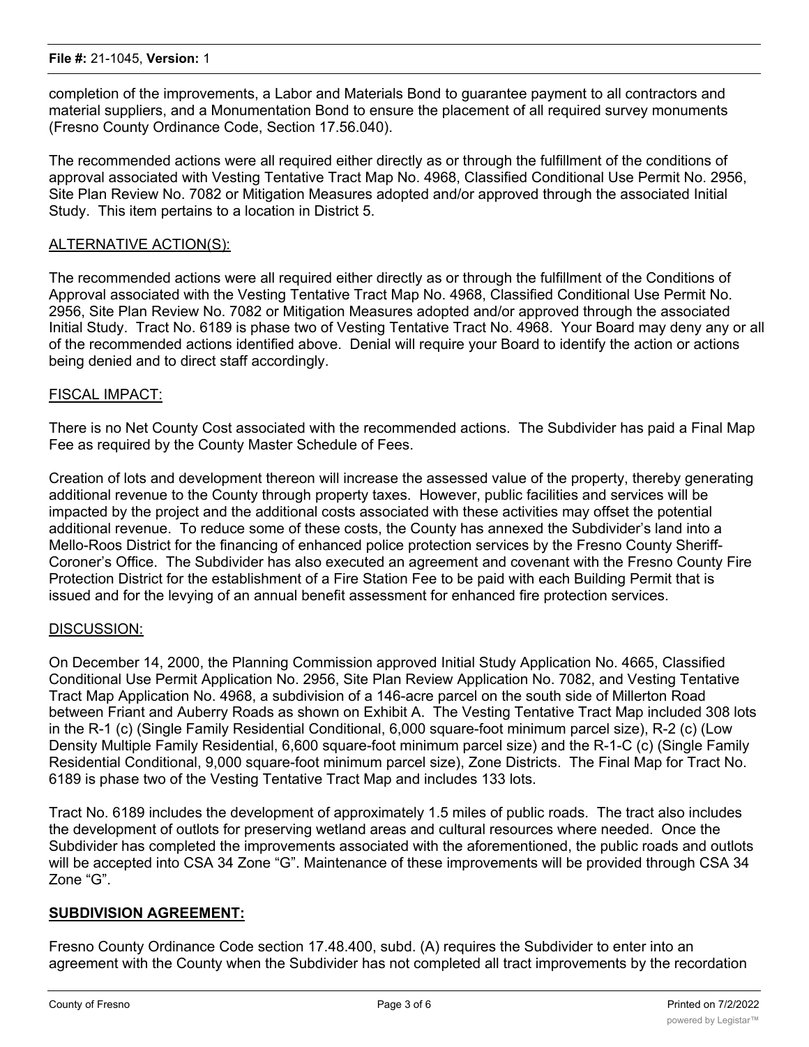completion of the improvements, a Labor and Materials Bond to guarantee payment to all contractors and material suppliers, and a Monumentation Bond to ensure the placement of all required survey monuments (Fresno County Ordinance Code, Section 17.56.040).

The recommended actions were all required either directly as or through the fulfillment of the conditions of approval associated with Vesting Tentative Tract Map No. 4968, Classified Conditional Use Permit No. 2956, Site Plan Review No. 7082 or Mitigation Measures adopted and/or approved through the associated Initial Study. This item pertains to a location in District 5.

## ALTERNATIVE ACTION(S):

The recommended actions were all required either directly as or through the fulfillment of the Conditions of Approval associated with the Vesting Tentative Tract Map No. 4968, Classified Conditional Use Permit No. 2956, Site Plan Review No. 7082 or Mitigation Measures adopted and/or approved through the associated Initial Study. Tract No. 6189 is phase two of Vesting Tentative Tract No. 4968. Your Board may deny any or all of the recommended actions identified above. Denial will require your Board to identify the action or actions being denied and to direct staff accordingly.

## FISCAL IMPACT:

There is no Net County Cost associated with the recommended actions. The Subdivider has paid a Final Map Fee as required by the County Master Schedule of Fees.

Creation of lots and development thereon will increase the assessed value of the property, thereby generating additional revenue to the County through property taxes. However, public facilities and services will be impacted by the project and the additional costs associated with these activities may offset the potential additional revenue. To reduce some of these costs, the County has annexed the Subdivider's land into a Mello-Roos District for the financing of enhanced police protection services by the Fresno County Sheriff-Coroner's Office. The Subdivider has also executed an agreement and covenant with the Fresno County Fire Protection District for the establishment of a Fire Station Fee to be paid with each Building Permit that is issued and for the levying of an annual benefit assessment for enhanced fire protection services.

## DISCUSSION:

On December 14, 2000, the Planning Commission approved Initial Study Application No. 4665, Classified Conditional Use Permit Application No. 2956, Site Plan Review Application No. 7082, and Vesting Tentative Tract Map Application No. 4968, a subdivision of a 146-acre parcel on the south side of Millerton Road between Friant and Auberry Roads as shown on Exhibit A. The Vesting Tentative Tract Map included 308 lots in the R-1 (c) (Single Family Residential Conditional, 6,000 square-foot minimum parcel size), R-2 (c) (Low Density Multiple Family Residential, 6,600 square-foot minimum parcel size) and the R-1-C (c) (Single Family Residential Conditional, 9,000 square-foot minimum parcel size), Zone Districts. The Final Map for Tract No. 6189 is phase two of the Vesting Tentative Tract Map and includes 133 lots.

Tract No. 6189 includes the development of approximately 1.5 miles of public roads. The tract also includes the development of outlots for preserving wetland areas and cultural resources where needed. Once the Subdivider has completed the improvements associated with the aforementioned, the public roads and outlots will be accepted into CSA 34 Zone "G". Maintenance of these improvements will be provided through CSA 34 Zone "G".

## SUBDIVISION AGREEMENT:

Fresno County Ordinance Code section 17.48.400, subd. (A) requires the Subdivider to enter into an agreement with the County when the Subdivider has not completed all tract improvements by the recordation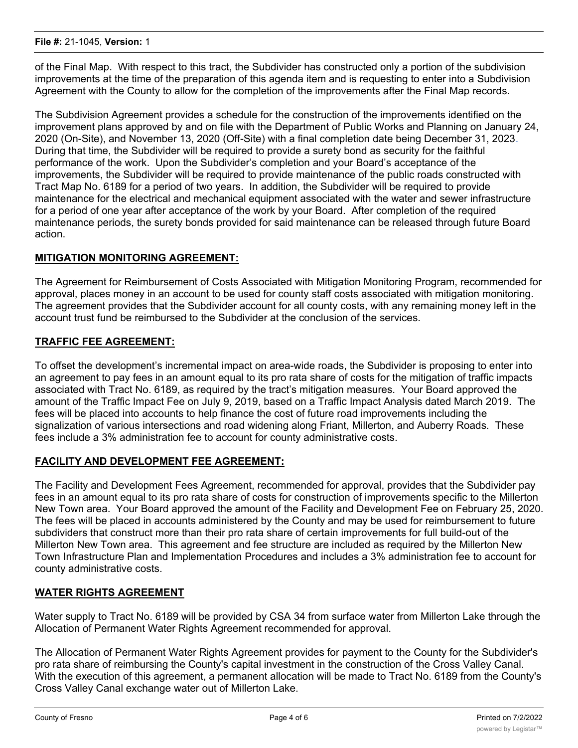of the Final Map. With respect to this tract, the Subdivider has constructed only a portion of the subdivision improvements at the time of the preparation of this agenda item and is requesting to enter into a Subdivision Agreement with the County to allow for the completion of the improvements after the Final Map records.

The Subdivision Agreement provides a schedule for the construction of the improvements identified on the improvement plans approved by and on file with the Department of Public Works and Planning on January 24, 2020 (On-Site), and November 13, 2020 (Off-Site) with a final completion date being December 31, 2023. During that time, the Subdivider will be required to provide a surety bond as security for the faithful performance of the work. Upon the Subdivider's completion and your Board's acceptance of the improvements, the Subdivider will be required to provide maintenance of the public roads constructed with Tract Map No. 6189 for a period of two years. In addition, the Subdivider will be required to provide maintenance for the electrical and mechanical equipment associated with the water and sewer infrastructure for a period of one year after acceptance of the work by your Board. After completion of the required maintenance periods, the surety bonds provided for said maintenance can be released through future Board action.

**MITIGATION MONITORING AGREEMENT:**

The Agreement for Reimbursement of Costs Associated with Mitigation Monitoring Program, recommended for approval, places money in an account to be used for county staff costs associated with mitigation monitoring. The agreement provides that the Subdivider account for all county costs, with any remaining money left in the account trust fund be reimbursed to the Subdivider at the conclusion of the services.

**TRAFFIC FEE AGREEMENT:**

To offset the development's incremental impact on area-wide roads, the Subdivider is proposing to enter into an agreement to pay fees in an amount equal to its pro rata share of costs for the mitigation of traffic impacts associated with Tract No. 6189, as required by the tract's mitigation measures. Your Board approved the amount of the Traffic Impact Fee on July 9, 2019, based on a Traffic Impact Analysis dated March 2019. The fees will be placed into accounts to help finance the cost of future road improvements including the signalization of various intersections and road widening along Friant, Millerton, and Auberry Roads. These fees include a 3% administration fee to account for county administrative costs.

**FACILITY AND DEVELOPMENT FEE AGREEMENT:**

The Facility and Development Fees Agreement, recommended for approval, provides that the Subdivider pay fees in an amount equal to its pro rata share of costs for construction of improvements specific to the Millerton New Town area. Your Board approved the amount of the Facility and Development Fee on February 25, 2020. The fees will be placed in accounts administered by the County and may be used for reimbursement to future subdividers that construct more than their pro rata share of certain improvements for full build-out of the Millerton New Town area. This agreement and fee structure are included as required by the Millerton New Town Infrastructure Plan and Implementation Procedures and includes a 3% administration fee to account for county administrative costs.

**WATER RIGHTS AGREEMENT**

Water supply to Tract No. 6189 will be provided by CSA 34 from surface water from Millerton Lake through the Allocation of Permanent Water Rights Agreement recommended for approval.

The Allocation of Permanent Water Rights Agreement provides for payment to the County for the Subdivider's pro rata share of reimbursing the County's capital investment in the construction of the Cross Valley Canal. With the execution of this agreement, a permanent allocation will be made to Tract No. 6189 from the County's Cross Valley Canal exchange water out of Millerton Lake.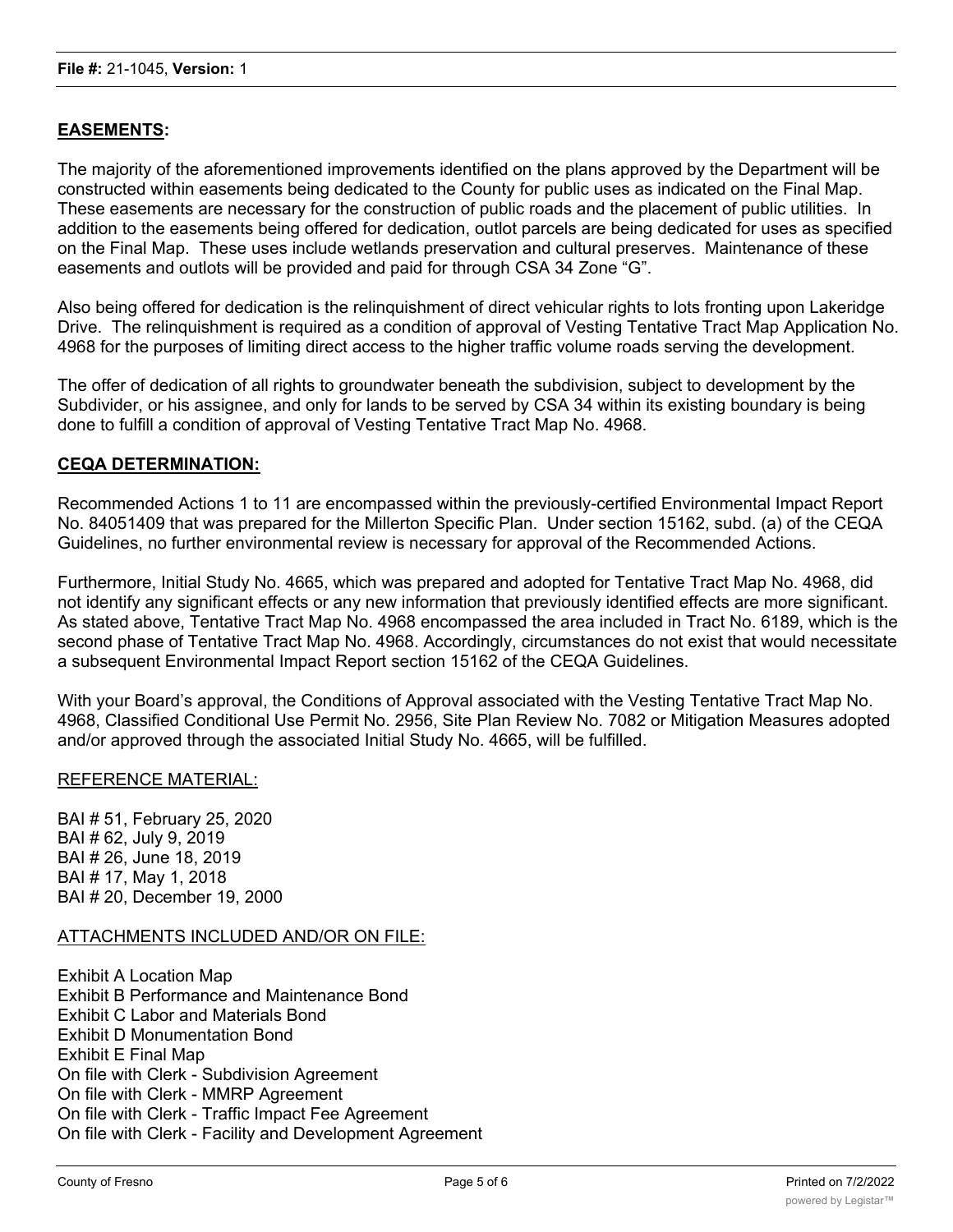**EASEMENTS:**

The majority of the aforementioned improvements identified on the plans approved by the Department will be constructed within easements being dedicated to the County for public uses as indicated on the Final Map. These easements are necessary for the construction of public roads and the placement of public utilities. In addition to the easements being offered for dedication, outlot parcels are being dedicated for uses as specified on the Final Map. These uses include wetlands preservation and cultural preserves. Maintenance of these easements and outlots will be provided and paid for through CSA 34 Zone "G".

Also being offered for dedication is the relinquishment of direct vehicular rights to lots fronting upon Lakeridge Drive. The relinquishment is required as a condition of approval of Vesting Tentative Tract Map Application No. 4968 for the purposes of limiting direct access to the higher traffic volume roads serving the development.

The offer of dedication of all rights to groundwater beneath the subdivision, subject to development by the Subdivider, or his assignee, and only for lands to be served by CSA 34 within its existing boundary is being done to fulfill a condition of approval of Vesting Tentative Tract Map No. 4968.

**CEQA DETERMINATION:**

Recommended Actions 1 to 11 are encompassed within the previously-certified Environmental Impact Report No. 84051409 that was prepared for the Millerton Specific Plan. Under section 15162, subd. (a) of the CEQA Guidelines, no further environmental review is necessary for approval of the Recommended Actions.

Furthermore, Initial Study No. 4665, which was prepared and adopted for Tentative Tract Map No. 4968, did not identify any significant effects or any new information that previously identified effects are more significant. As stated above, Tentative Tract Map No. 4968 encompassed the area included in Tract No. 6189, which is the second phase of Tentative Tract Map No. 4968. Accordingly, circumstances do not exist that would necessitate a subsequent Environmental Impact Report section 15162 of the CEQA Guidelines.

With your Board's approval, the Conditions of Approval associated with the Vesting Tentative Tract Map No. 4968, Classified Conditional Use Permit No. 2956, Site Plan Review No. 7082 or Mitigation Measures adopted and/or approved through the associated Initial Study No. 4665, will be fulfilled.

REFERENCE MATERIAL:

BAI # 51, February 25, 2020
BAI # 62, July 9, 2019
BAI # 26, June 18, 2019
BAI # 17, May 1, 2018
BAI # 20, December 19, 2000

ATTACHMENTS INCLUDED AND/OR ON FILE:

Exhibit A Location Map
Exhibit B Performance and Maintenance Bond
Exhibit C Labor and Materials Bond
Exhibit D Monumentation Bond
Exhibit E Final Map
On file with Clerk - Subdivision Agreement
On file with Clerk - MMRP Agreement
On file with Clerk - Traffic Impact Fee Agreement
On file with Clerk - Facility and Development Agreement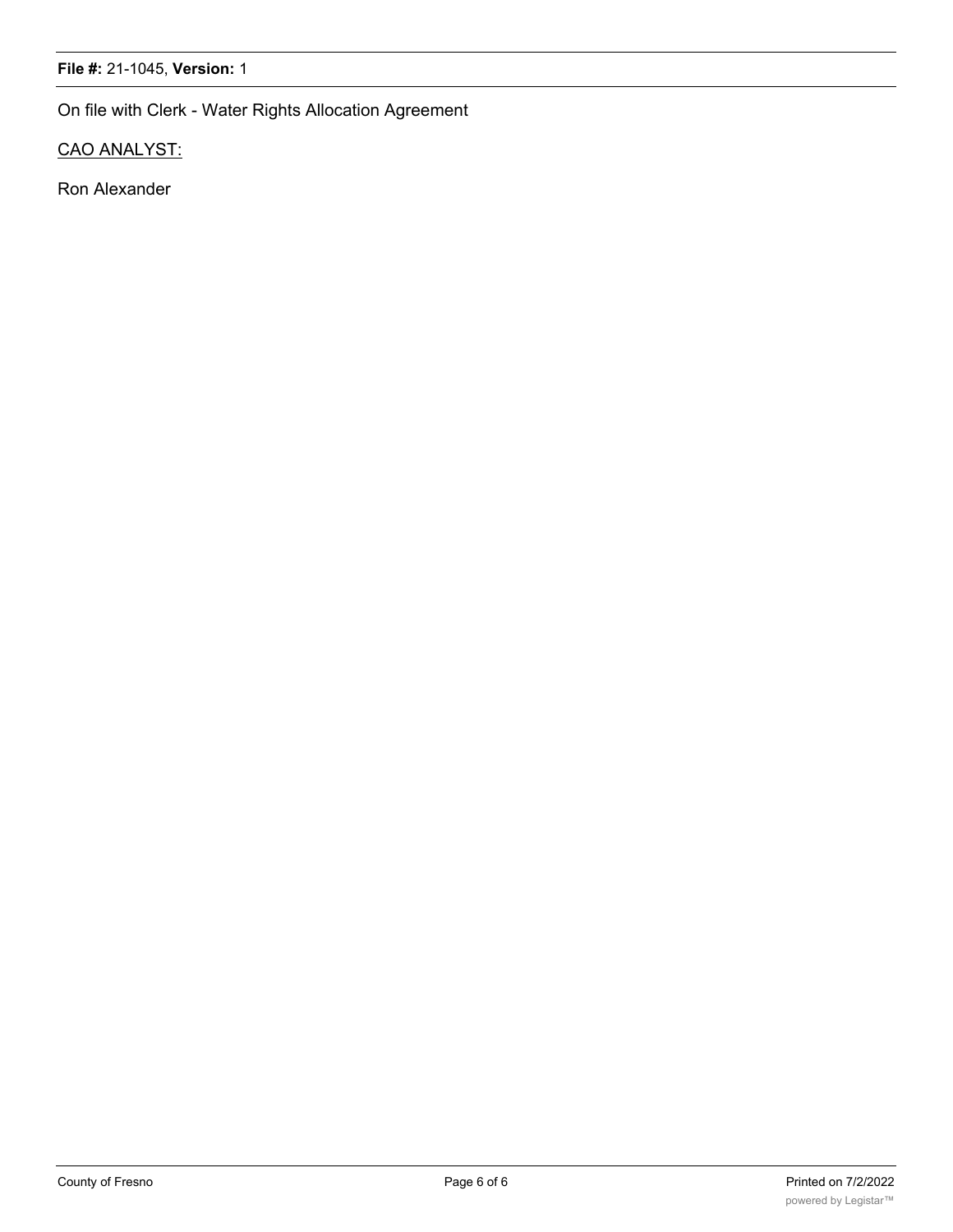On file with Clerk - Water Rights Allocation Agreement

CAO ANALYST:

Ron Alexander